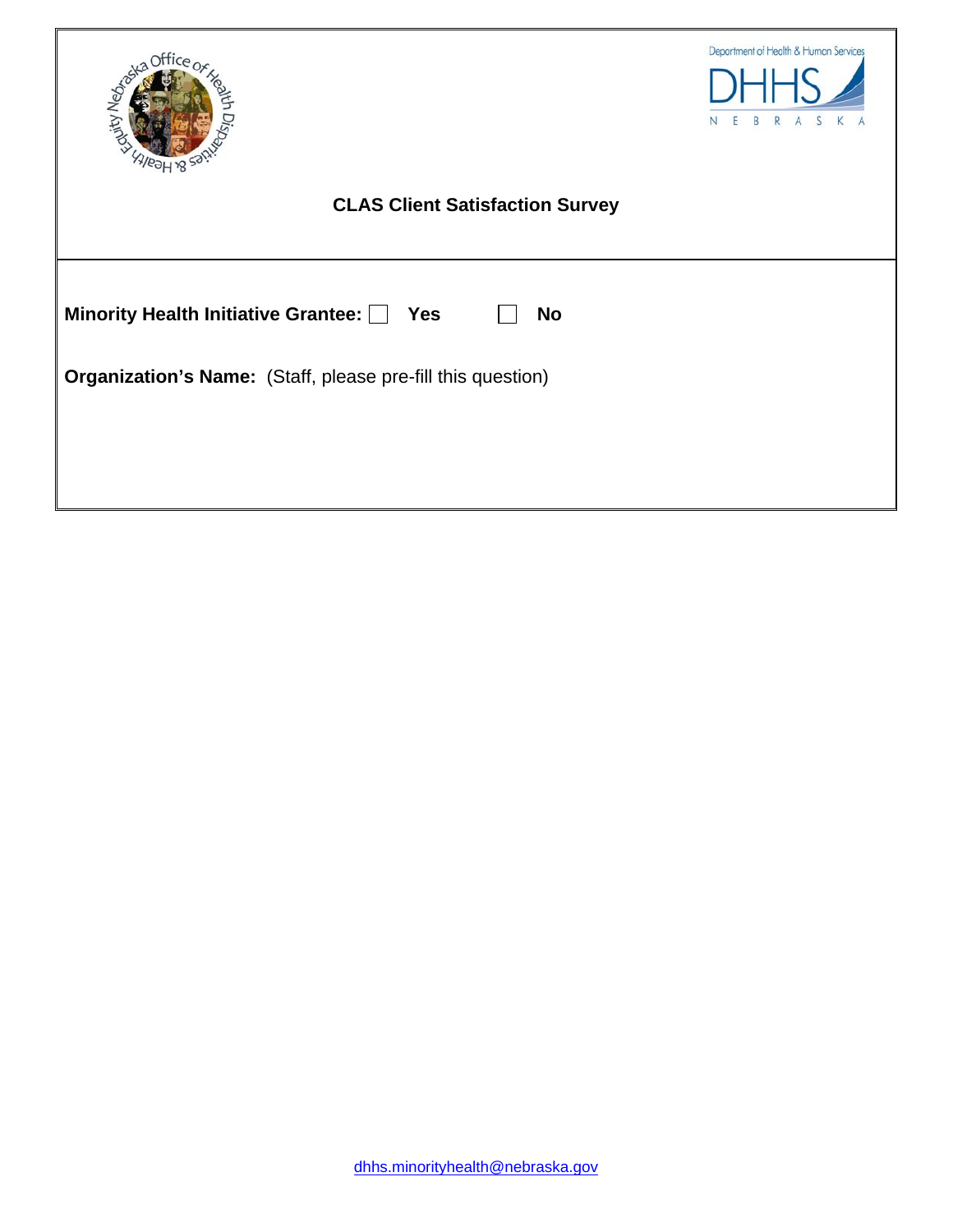# CLAS Client Satisfaction Survey

**Minority Health Initiative Grantee:** ☐ **Yes** ☐ **No**

**Organization's Name:** (Staff, please pre-fill this question)

dhhs.minorityhealth@nebraska.gov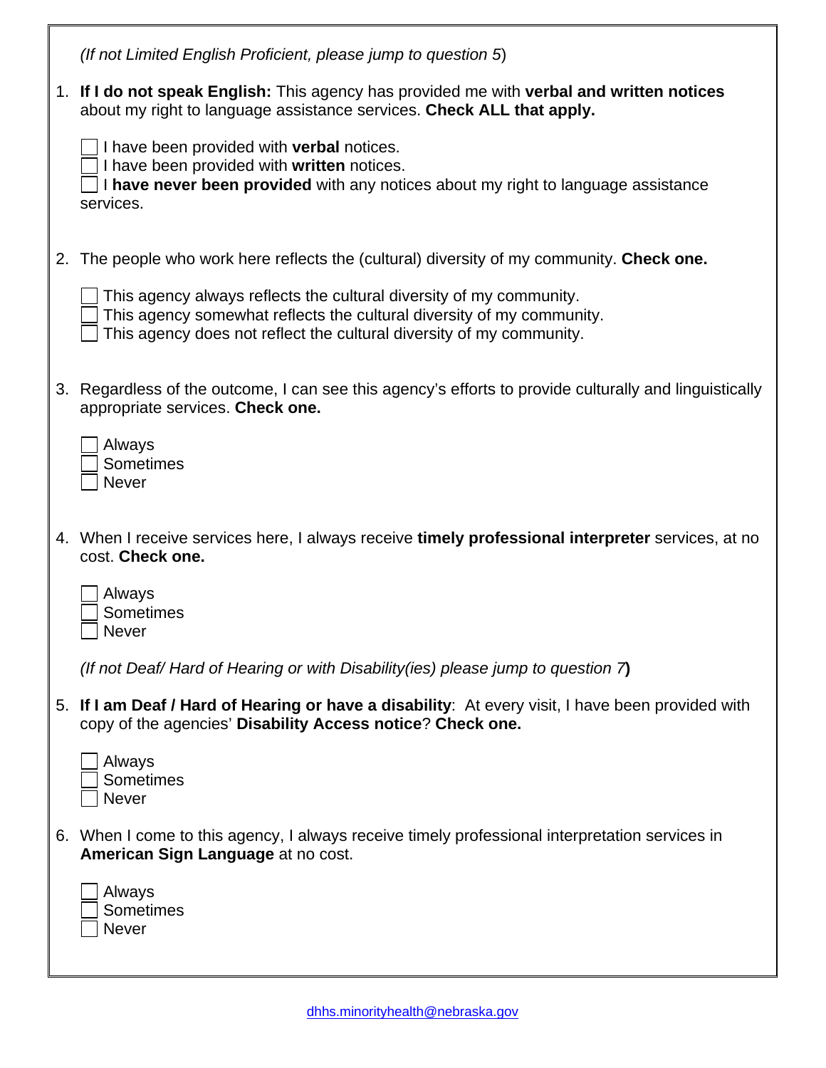*(If not Limited English Proficient, please jump to question 5*)

1. **If I do not speak English:** This agency has provided me with **verbal and written notices** about my right to language assistance services. **Check ALL that apply.**

   - [ ] I have been provided with **verbal** notices.
   - [ ] I have been provided with **written** notices.
   - [ ] I **have never been provided** with any notices about my right to language assistance services.

2. The people who work here reflects the (cultural) diversity of my community. **Check one.**

   - [ ] This agency always reflects the cultural diversity of my community.
   - [ ] This agency somewhat reflects the cultural diversity of my community.
   - [ ] This agency does not reflect the cultural diversity of my community.

3. Regardless of the outcome, I can see this agency's efforts to provide culturally and linguistically appropriate services. **Check one.**

   - [ ] Always
   - [ ] Sometimes
   - [ ] Never

4. When I receive services here, I always receive **timely professional interpreter** services, at no cost. **Check one.**

   - [ ] Always
   - [ ] Sometimes
   - [ ] Never

   *(If not Deaf/ Hard of Hearing or with Disability(ies) please jump to question 7*)

5. **If I am Deaf / Hard of Hearing or have a disability**: At every visit, I have been provided with copy of the agencies' **Disability Access notice**? **Check one.**

   - [ ] Always
   - [ ] Sometimes
   - [ ] Never

6. When I come to this agency, I always receive timely professional interpretation services in **American Sign Language** at no cost.

   - [ ] Always
   - [ ] Sometimes
   - [ ] Never

dhhs.minorityhealth@nebraska.gov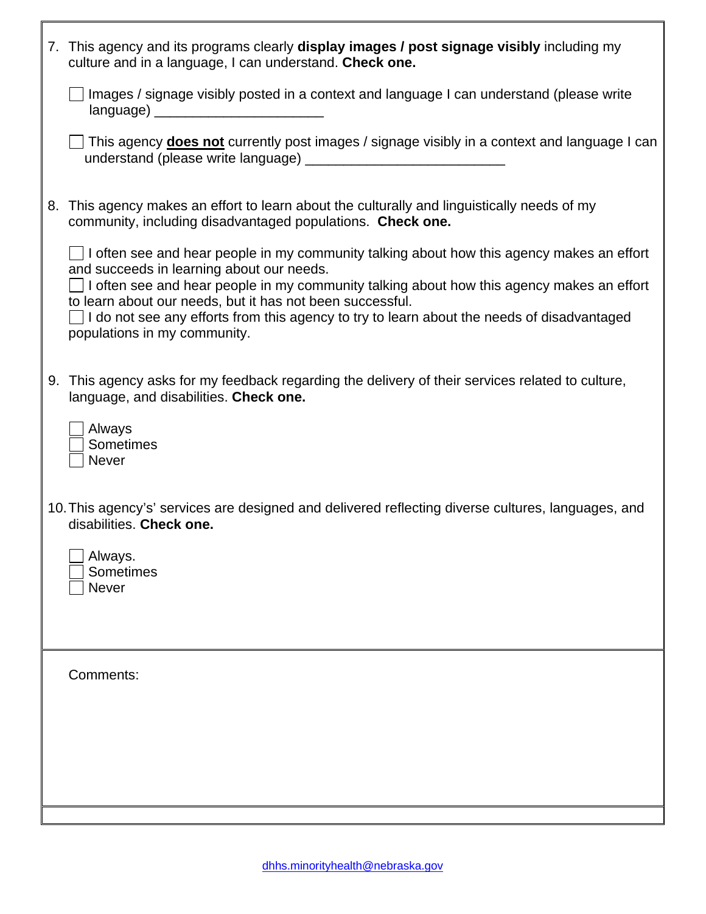7. This agency and its programs clearly **display images / post signage visibly** including my culture and in a language, I can understand. **Check one.**

   ☐ Images / signage visibly posted in a context and language I can understand (please write language) ______________________

   ☐ This agency **does not** currently post images / signage visibly in a context and language I can understand (please write language) __________________________

8. This agency makes an effort to learn about the culturally and linguistically needs of my community, including disadvantaged populations. **Check one.**

   ☐ I often see and hear people in my community talking about how this agency makes an effort and succeeds in learning about our needs.
   ☐ I often see and hear people in my community talking about how this agency makes an effort to learn about our needs, but it has not been successful.
   ☐ I do not see any efforts from this agency to try to learn about the needs of disadvantaged populations in my community.

9. This agency asks for my feedback regarding the delivery of their services related to culture, language, and disabilities. **Check one.**

   ☐ Always
   ☐ Sometimes
   ☐ Never

10. This agency's' services are designed and delivered reflecting diverse cultures, languages, and disabilities. **Check one.**

    ☐ Always.
    ☐ Sometimes
    ☐ Never

Comments:

dhhs.minorityhealth@nebraska.gov